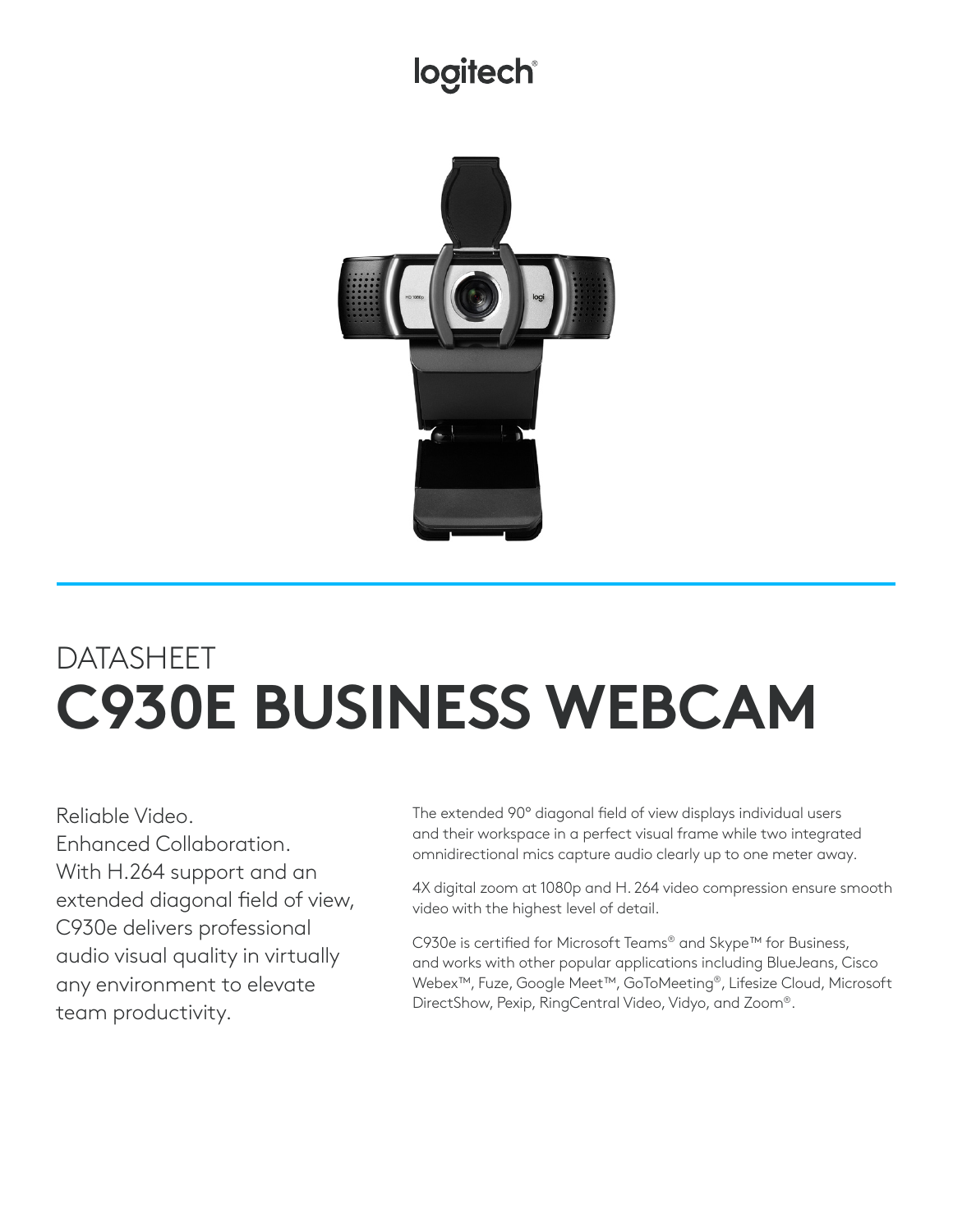logitech

DATASHEET

# C930E BUSINESS WEBCAM

Reliable Video.
Enhanced Collaboration.
With H.264 support and an extended diagonal field of view, C930e delivers professional audio visual quality in virtually any environment to elevate team productivity.

The extended 90° diagonal field of view displays individual users and their workspace in a perfect visual frame while two integrated omnidirectional mics capture audio clearly up to one meter away.

4X digital zoom at 1080p and H. 264 video compression ensure smooth video with the highest level of detail.

C930e is certified for Microsoft Teams® and Skype™ for Business, and works with other popular applications including BlueJeans, Cisco Webex™, Fuze, Google Meet™, GoToMeeting®, Lifesize Cloud, Microsoft DirectShow, Pexip, RingCentral Video, Vidyo, and Zoom®.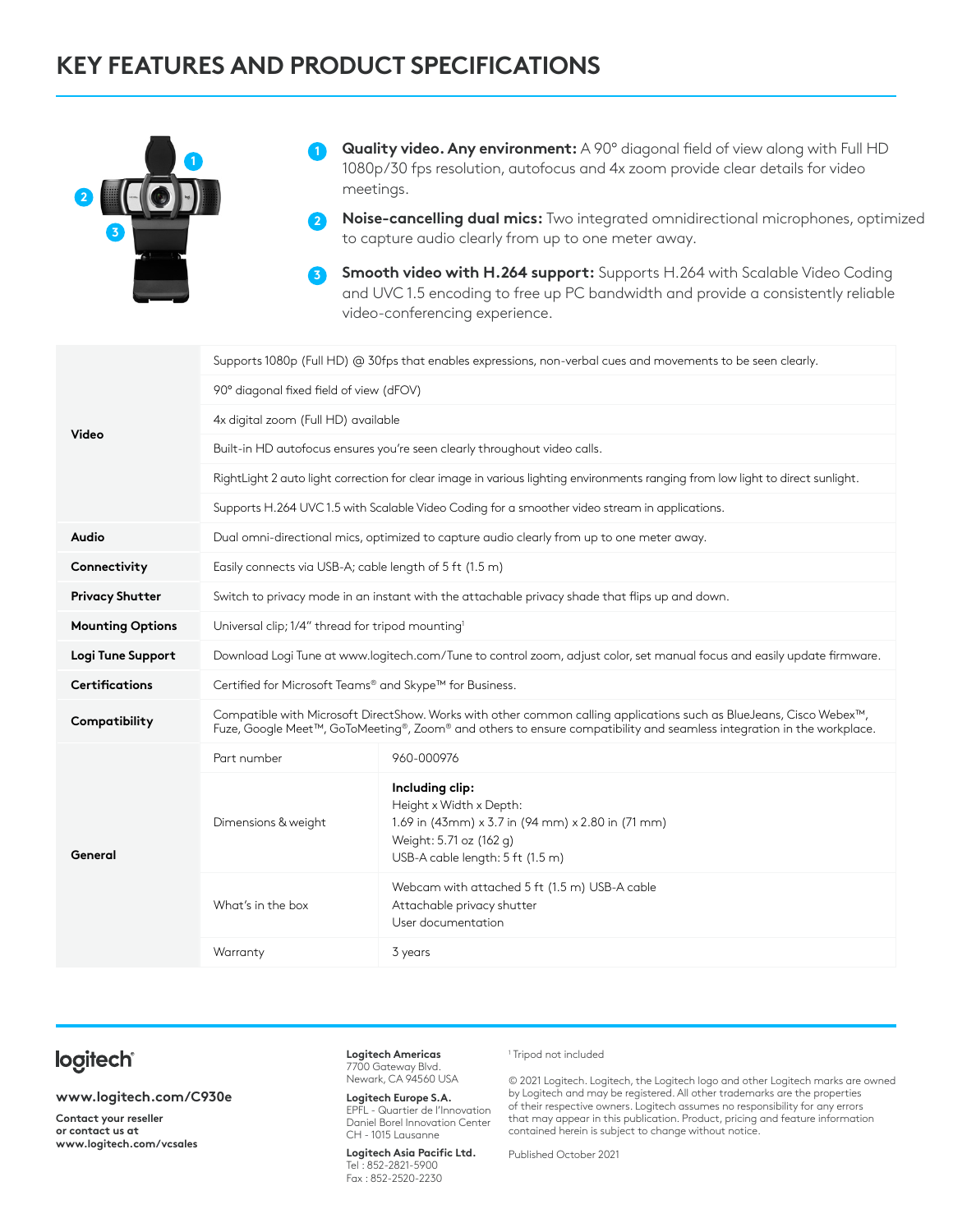# KEY FEATURES AND PRODUCT SPECIFICATIONS

1. **Quality video. Any environment:** A 90° diagonal field of view along with Full HD 1080p/30 fps resolution, autofocus and 4x zoom provide clear details for video meetings.
2. **Noise-cancelling dual mics:** Two integrated omnidirectional microphones, optimized to capture audio clearly from up to one meter away.
3. **Smooth video with H.264 support:** Supports H.264 with Scalable Video Coding and UVC 1.5 encoding to free up PC bandwidth and provide a consistently reliable video-conferencing experience.

| | | |
|---|---|---|
| **Video** | Supports 1080p (Full HD) @ 30fps that enables expressions, non-verbal cues and movements to be seen clearly. | |
| | 90° diagonal fixed field of view (dFOV) | |
| | 4x digital zoom (Full HD) available | |
| | Built-in HD autofocus ensures you're seen clearly throughout video calls. | |
| | RightLight 2 auto light correction for clear image in various lighting environments ranging from low light to direct sunlight. | |
| | Supports H.264 UVC 1.5 with Scalable Video Coding for a smoother video stream in applications. | |
| **Audio** | Dual omni-directional mics, optimized to capture audio clearly from up to one meter away. | |
| **Connectivity** | Easily connects via USB-A; cable length of 5 ft (1.5 m) | |
| **Privacy Shutter** | Switch to privacy mode in an instant with the attachable privacy shade that flips up and down. | |
| **Mounting Options** | Universal clip; 1/4" thread for tripod mounting[1] | |
| **Logi Tune Support** | Download Logi Tune at www.logitech.com/Tune to control zoom, adjust color, set manual focus and easily update firmware. | |
| **Certifications** | Certified for Microsoft Teams® and Skype™ for Business. | |
| **Compatibility** | Compatible with Microsoft DirectShow. Works with other common calling applications such as BlueJeans, Cisco Webex™, Fuze, Google Meet™, GoToMeeting®, Zoom® and others to ensure compatibility and seamless integration in the workplace. | |
| **General** | Part number | 960-000976 |
| | Dimensions & weight | **Including clip:**<br>Height x Width x Depth:<br>1.69 in (43mm) x 3.7 in (94 mm) x 2.80 in (71 mm)<br>Weight: 5.71 oz (162 g)<br>USB-A cable length: 5 ft (1.5 m) |
| | What's in the box | Webcam with attached 5 ft (1.5 m) USB-A cable<br>Attachable privacy shutter<br>User documentation |
| | Warranty | 3 years |

logitech

**www.logitech.com/C930e**

**Contact your reseller or contact us at www.logitech.com/vcsales**

**Logitech Americas**
7700 Gateway Blvd.
Newark, CA 94560 USA

**Logitech Europe S.A.**
EPFL - Quartier de l'Innovation
Daniel Borel Innovation Center
CH - 1015 Lausanne

**Logitech Asia Pacific Ltd.**
Tel : 852-2821-5900
Fax : 852-2520-2230

[1] Tripod not included

© 2021 Logitech. Logitech, the Logitech logo and other Logitech marks are owned by Logitech and may be registered. All other trademarks are the properties of their respective owners. Logitech assumes no responsibility for any errors that may appear in this publication. Product, pricing and feature information contained herein is subject to change without notice.

Published October 2021